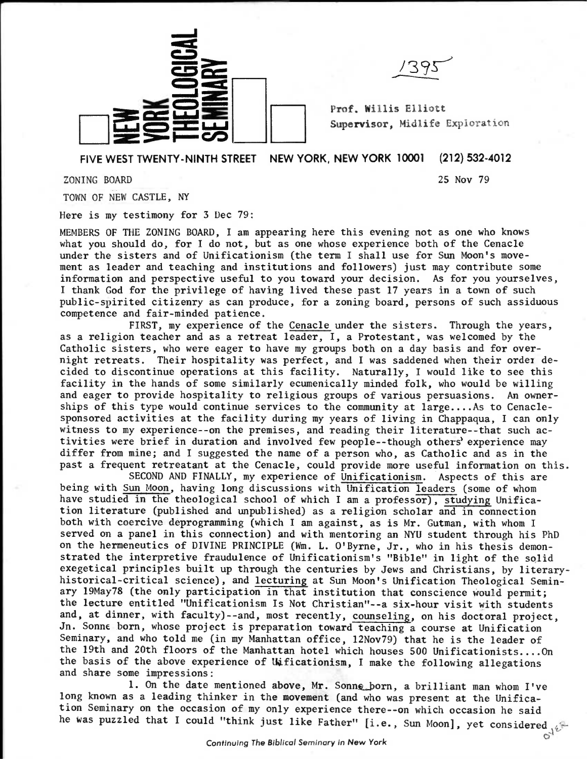NEW YORK THEOLOGICAL SEMINARY

1395

Prof. Willis Elliott
Supervisor, Midlife Exploration

FIVE WEST TWENTY-NINTH STREET NEW YORK, NEW YORK 10001 (212) 532-4012

ZONING BOARD

25 Nov 79

TOWN OF NEW CASTLE, NY

Here is my testimony for 3 Dec 79:

MEMBERS OF THE ZONING BOARD, I am appearing here this evening not as one who knows what you should do, for I do not, but as one whose experience both of the Cenacle under the sisters and of Unificationism (the term I shall use for Sun Moon's movement as leader and teaching and institutions and followers) just may contribute some information and perspective useful to you toward your decision. As for you yourselves, I thank God for the privilege of having lived these past 17 years in a town of such public-spirited citizenry as can produce, for a zoning board, persons of such assiduous competence and fair-minded patience.

FIRST, my experience of the Cenacle under the sisters. Through the years, as a religion teacher and as a retreat leader, I, a Protestant, was welcomed by the Catholic sisters, who were eager to have my groups both on a day basis and for overnight retreats. Their hospitality was perfect, and I was saddened when their order decided to discontinue operations at this facility. Naturally, I would like to see this facility in the hands of some similarly ecumenically minded folk, who would be willing and eager to provide hospitality to religious groups of various persuasions. An ownerships of this type would continue services to the community at large....As to Cenacle-sponsored activities at the facility during my years of living in Chappaqua, I can only witness to my experience--on the premises, and reading their literature--that such activities were brief in duration and involved few people--though others' experience may differ from mine; and I suggested the name of a person who, as Catholic and as in the past a frequent retreatant at the Cenacle, could provide more useful information on this.

SECOND AND FINALLY, my experience of Unificationism. Aspects of this are being with Sun Moon, having long discussions with Unification leaders (some of whom have studied in the theological school of which I am a professor), studying Unification literature (published and unpublished) as a religion scholar and in connection both with coercive deprogramming (which I am against, as is Mr. Gutman, with whom I served on a panel in this connection) and with mentoring an NYU student through his PhD on the hermeneutics of DIVINE PRINCIPLE (Wm. L. O'Byrne, Jr., who in his thesis demonstrated the interpretive fraudulence of Unificationism's "Bible" in light of the solid exegetical principles built up through the centuries by Jews and Christians, by literary-historical-critical science), and lecturing at Sun Moon's Unification Theological Seminary 19May78 (the only participation in that institution that conscience would permit; the lecture entitled "Unificationism Is Not Christian"--a six-hour visit with students and, at dinner, with faculty)--and, most recently, counseling, on his doctoral project, Jn. Sonneborn, whose project is preparation toward teaching a course at Unification Seminary, and who told me (in my Manhattan office, 12Nov79) that he is the leader of the 19th and 20th floors of the Manhattan hotel which houses 500 Unificationists....On the basis of the above experience of Unificationism, I make the following allegations and share some impressions:

1. On the date mentioned above, Mr. Sonneborn, a brilliant man whom I've long known as a leading thinker in the movement (and who was present at the Unification Seminary on the occasion of my only experience there--on which occasion he said he was puzzled that I could "think just like Father" [i.e., Sun Moon], yet considered

OVER

Continuing The Biblical Seminary in New York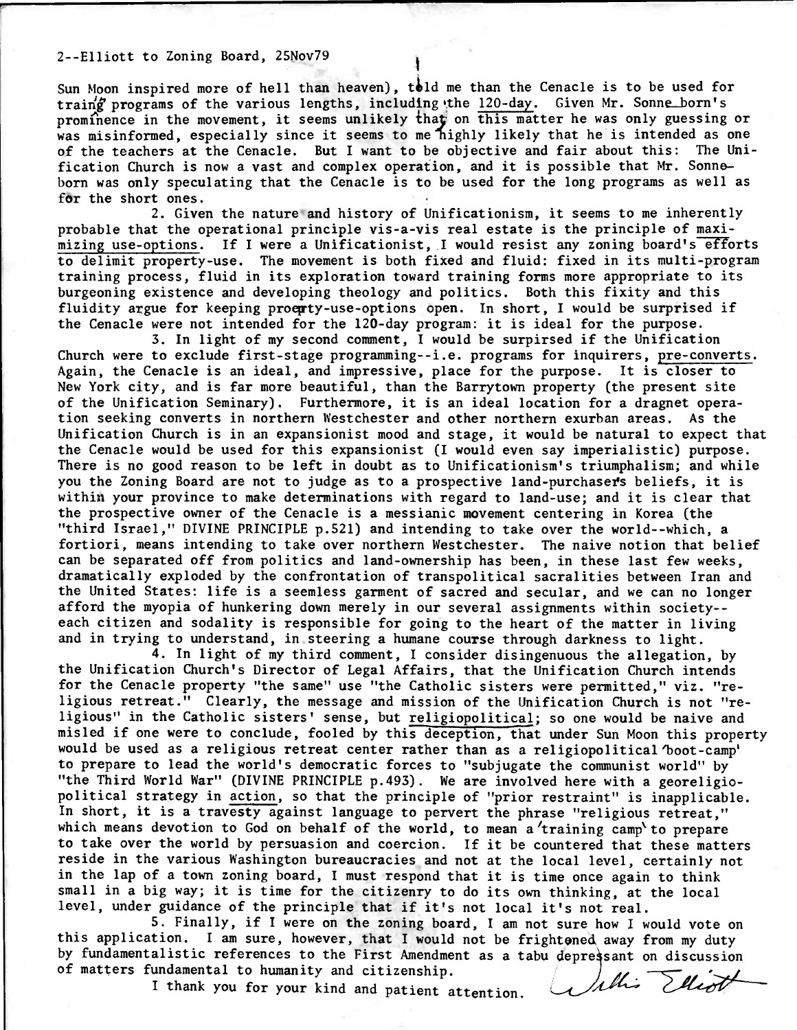Sun Moon inspired more of hell than heaven), told me than the Cenacle is to be used for traing programs of the various lengths, including the 120-day. Given Mr. Sonneborn's prominence in the movement, it seems unlikely that on this matter he was only guessing or was misinformed, especially since it seems to me highly likely that he is intended as one of the teachers at the Cenacle. But I want to be objective and fair about this: The Unification Church is now a vast and complex operation, and it is possible that Mr. Sonneborn was only speculating that the Cenacle is to be used for the long programs as well as for the short ones.

2. Given the nature and history of Unificationism, it seems to me inherently probable that the operational principle vis-a-vis real estate is the principle of maximizing use-options. If I were a Unificationist, I would resist any zoning board's efforts to delimit property-use. The movement is both fixed and fluid: fixed in its multi-program training process, fluid in its exploration toward training forms more appropriate to its burgeoning existence and developing theology and politics. Both this fixity and this fluidity argue for keeping proerty-use-options open. In short, I would be surprised if the Cenacle were not intended for the 120-day program: it is ideal for the purpose.

3. In light of my second comment, I would be surpirsed if the Unification Church were to exclude first-stage programming--i.e. programs for inquirers, pre-converts. Again, the Cenacle is an ideal, and impressive, place for the purpose. It is closer to New York city, and is far more beautiful, than the Barrytown property (the present site of the Unification Seminary). Furthermore, it is an ideal location for a dragnet operation seeking converts in northern Westchester and other northern exurban areas. As the Unification Church is in an expansionist mood and stage, it would be natural to expect that the Cenacle would be used for this expansionist (I would even say imperialistic) purpose. There is no good reason to be left in doubt as to Unificationism's triumphalism; and while you the Zoning Board are not to judge as to a prospective land-purchaser's beliefs, it is within your province to make determinations with regard to land-use; and it is clear that the prospective owner of the Cenacle is a messianic movement centering in Korea (the "third Israel," DIVINE PRINCIPLE p.521) and intending to take over the world--which, a fortiori, means intending to take over northern Westchester. The naive notion that belief can be separated off from politics and land-ownership has been, in these last few weeks, dramatically exploded by the confrontation of transpolitical sacralities between Iran and the United States: life is a seemless garment of sacred and secular, and we can no longer afford the myopia of hunkering down merely in our several assignments within society--each citizen and sodality is responsible for going to the heart of the matter in living and in trying to understand, in steering a humane course through darkness to light.

4. In light of my third comment, I consider disingenuous the allegation, by the Unification Church's Director of Legal Affairs, that the Unification Church intends for the Cenacle property "the same" use "the Catholic sisters were permitted," viz. "religious retreat." Clearly, the message and mission of the Unification Church is not "religious" in the Catholic sisters' sense, but religiopolitical; so one would be naive and misled if one were to conclude, fooled by this deception, that under Sun Moon this property would be used as a religious retreat center rather than as a religiopolitical 'boot-camp' to prepare to lead the world's democratic forces to "subjugate the communist world" by "the Third World War" (DIVINE PRINCIPLE p.493). We are involved here with a georeligiopolitical strategy in action, so that the principle of "prior restraint" is inapplicable. In short, it is a travesty against language to pervert the phrase "religious retreat," which means devotion to God on behalf of the world, to mean a 'training camp' to prepare to take over the world by persuasion and coercion. If it be countered that these matters reside in the various Washington bureaucracies and not at the local level, certainly not in the lap of a town zoning board, I must respond that it is time once again to think small in a big way; it is time for the citizenry to do its own thinking, at the local level, under guidance of the principle that if it's not local it's not real.

5. Finally, if I were on the zoning board, I am not sure how I would vote on this application. I am sure, however, that I would not be frightened away from my duty by fundamentalistic references to the First Amendment as a tabu depressant on discussion of matters fundamental to humanity and citizenship.

I thank you for your kind and patient attention.

Willis Elliott